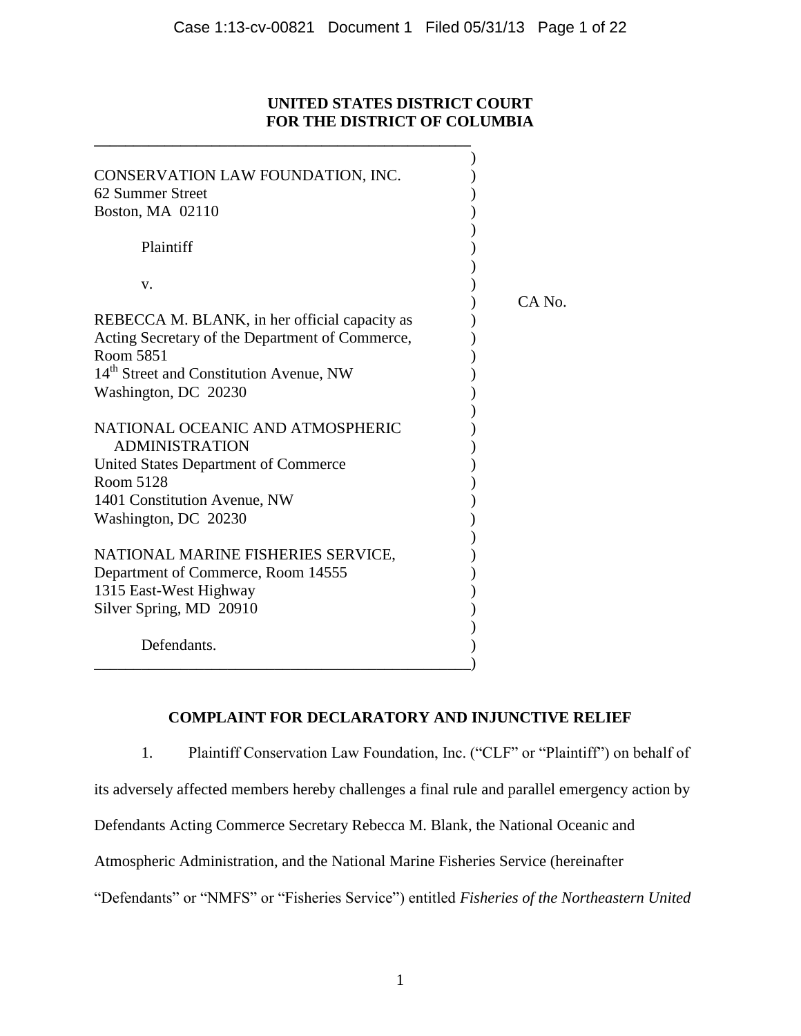**UNITED STATES DISTRICT COURT**
**FOR THE DISTRICT OF COLUMBIA**

CONSERVATION LAW FOUNDATION, INC.
62 Summer Street
Boston, MA 02110

Plaintiff

v.

CA No.

REBECCA M. BLANK, in her official capacity as Acting Secretary of the Department of Commerce,
Room 5851
14th Street and Constitution Avenue, NW
Washington, DC 20230

NATIONAL OCEANIC AND ATMOSPHERIC ADMINISTRATION
United States Department of Commerce
Room 5128
1401 Constitution Avenue, NW
Washington, DC 20230

NATIONAL MARINE FISHERIES SERVICE,
Department of Commerce, Room 14555
1315 East-West Highway
Silver Spring, MD 20910

Defendants.

## COMPLAINT FOR DECLARATORY AND INJUNCTIVE RELIEF

1. Plaintiff Conservation Law Foundation, Inc. ("CLF" or "Plaintiff") on behalf of its adversely affected members hereby challenges a final rule and parallel emergency action by Defendants Acting Commerce Secretary Rebecca M. Blank, the National Oceanic and Atmospheric Administration, and the National Marine Fisheries Service (hereinafter "Defendants" or "NMFS" or "Fisheries Service") entitled *Fisheries of the Northeastern United*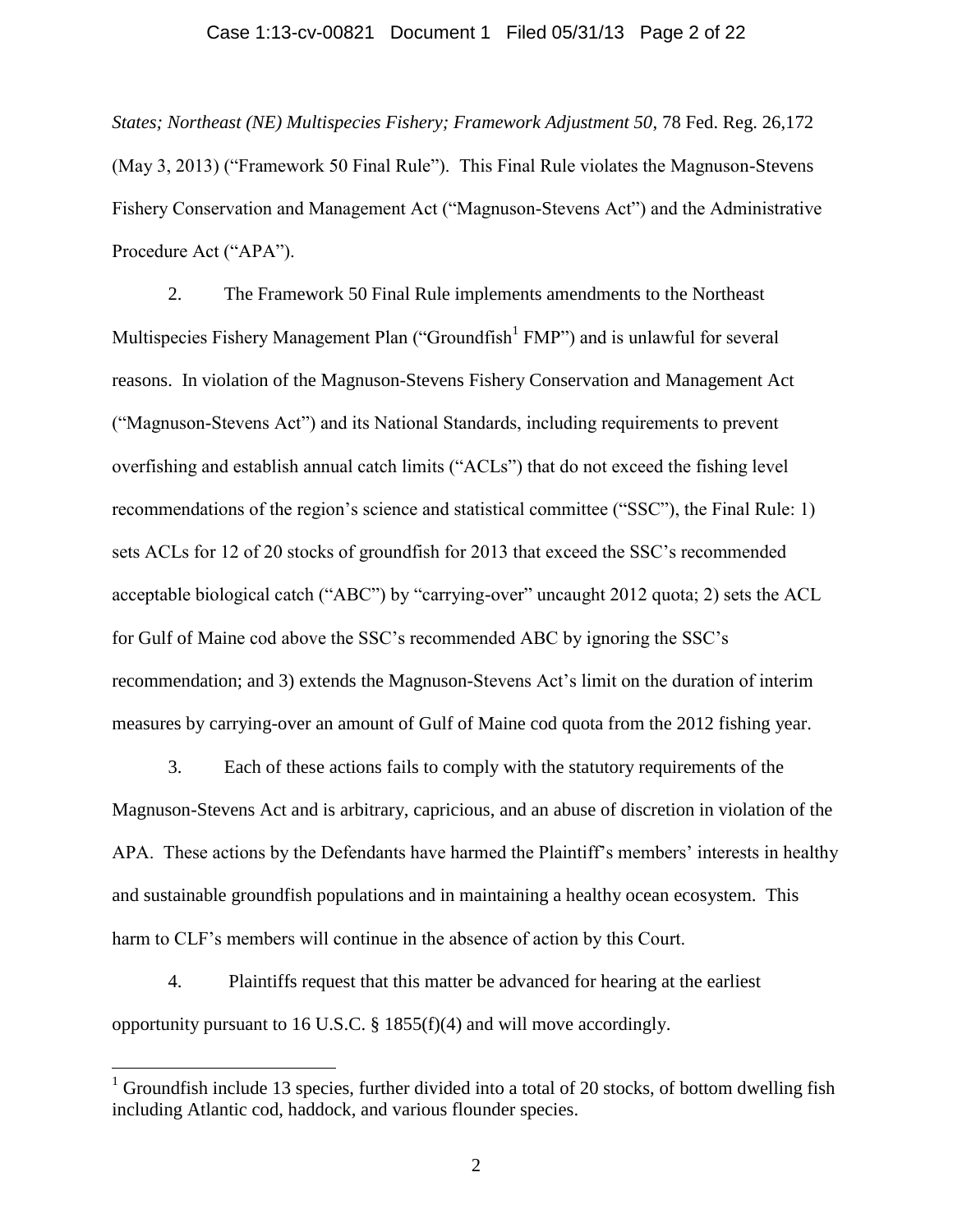*States; Northeast (NE) Multispecies Fishery; Framework Adjustment 50*, 78 Fed. Reg. 26,172 (May 3, 2013) ("Framework 50 Final Rule"). This Final Rule violates the Magnuson-Stevens Fishery Conservation and Management Act ("Magnuson-Stevens Act") and the Administrative Procedure Act ("APA").

2. The Framework 50 Final Rule implements amendments to the Northeast Multispecies Fishery Management Plan ("Groundfish[1] FMP") and is unlawful for several reasons. In violation of the Magnuson-Stevens Fishery Conservation and Management Act ("Magnuson-Stevens Act") and its National Standards, including requirements to prevent overfishing and establish annual catch limits ("ACLs") that do not exceed the fishing level recommendations of the region's science and statistical committee ("SSC"), the Final Rule: 1) sets ACLs for 12 of 20 stocks of groundfish for 2013 that exceed the SSC's recommended acceptable biological catch ("ABC") by "carrying-over" uncaught 2012 quota; 2) sets the ACL for Gulf of Maine cod above the SSC's recommended ABC by ignoring the SSC's recommendation; and 3) extends the Magnuson-Stevens Act's limit on the duration of interim measures by carrying-over an amount of Gulf of Maine cod quota from the 2012 fishing year.

3. Each of these actions fails to comply with the statutory requirements of the Magnuson-Stevens Act and is arbitrary, capricious, and an abuse of discretion in violation of the APA. These actions by the Defendants have harmed the Plaintiff's members' interests in healthy and sustainable groundfish populations and in maintaining a healthy ocean ecosystem. This harm to CLF's members will continue in the absence of action by this Court.

4. Plaintiffs request that this matter be advanced for hearing at the earliest opportunity pursuant to 16 U.S.C. § 1855(f)(4) and will move accordingly.

[1] Groundfish include 13 species, further divided into a total of 20 stocks, of bottom dwelling fish including Atlantic cod, haddock, and various flounder species.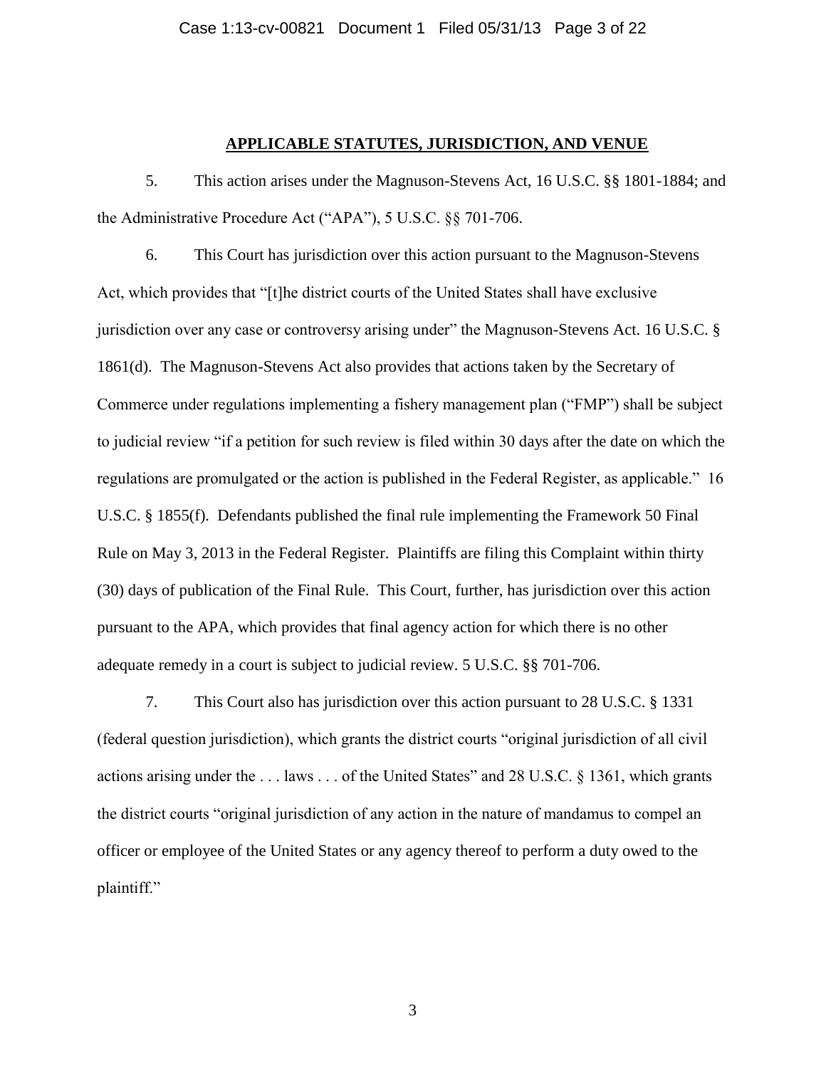**APPLICABLE STATUTES, JURISDICTION, AND VENUE**

5. This action arises under the Magnuson-Stevens Act, 16 U.S.C. §§ 1801-1884; and the Administrative Procedure Act ("APA"), 5 U.S.C. §§ 701-706.

6. This Court has jurisdiction over this action pursuant to the Magnuson-Stevens Act, which provides that "[t]he district courts of the United States shall have exclusive jurisdiction over any case or controversy arising under" the Magnuson-Stevens Act. 16 U.S.C. § 1861(d). The Magnuson-Stevens Act also provides that actions taken by the Secretary of Commerce under regulations implementing a fishery management plan ("FMP") shall be subject to judicial review "if a petition for such review is filed within 30 days after the date on which the regulations are promulgated or the action is published in the Federal Register, as applicable." 16 U.S.C. § 1855(f). Defendants published the final rule implementing the Framework 50 Final Rule on May 3, 2013 in the Federal Register. Plaintiffs are filing this Complaint within thirty (30) days of publication of the Final Rule. This Court, further, has jurisdiction over this action pursuant to the APA, which provides that final agency action for which there is no other adequate remedy in a court is subject to judicial review. 5 U.S.C. §§ 701-706.

7. This Court also has jurisdiction over this action pursuant to 28 U.S.C. § 1331 (federal question jurisdiction), which grants the district courts "original jurisdiction of all civil actions arising under the . . . laws . . . of the United States" and 28 U.S.C. § 1361, which grants the district courts "original jurisdiction of any action in the nature of mandamus to compel an officer or employee of the United States or any agency thereof to perform a duty owed to the plaintiff."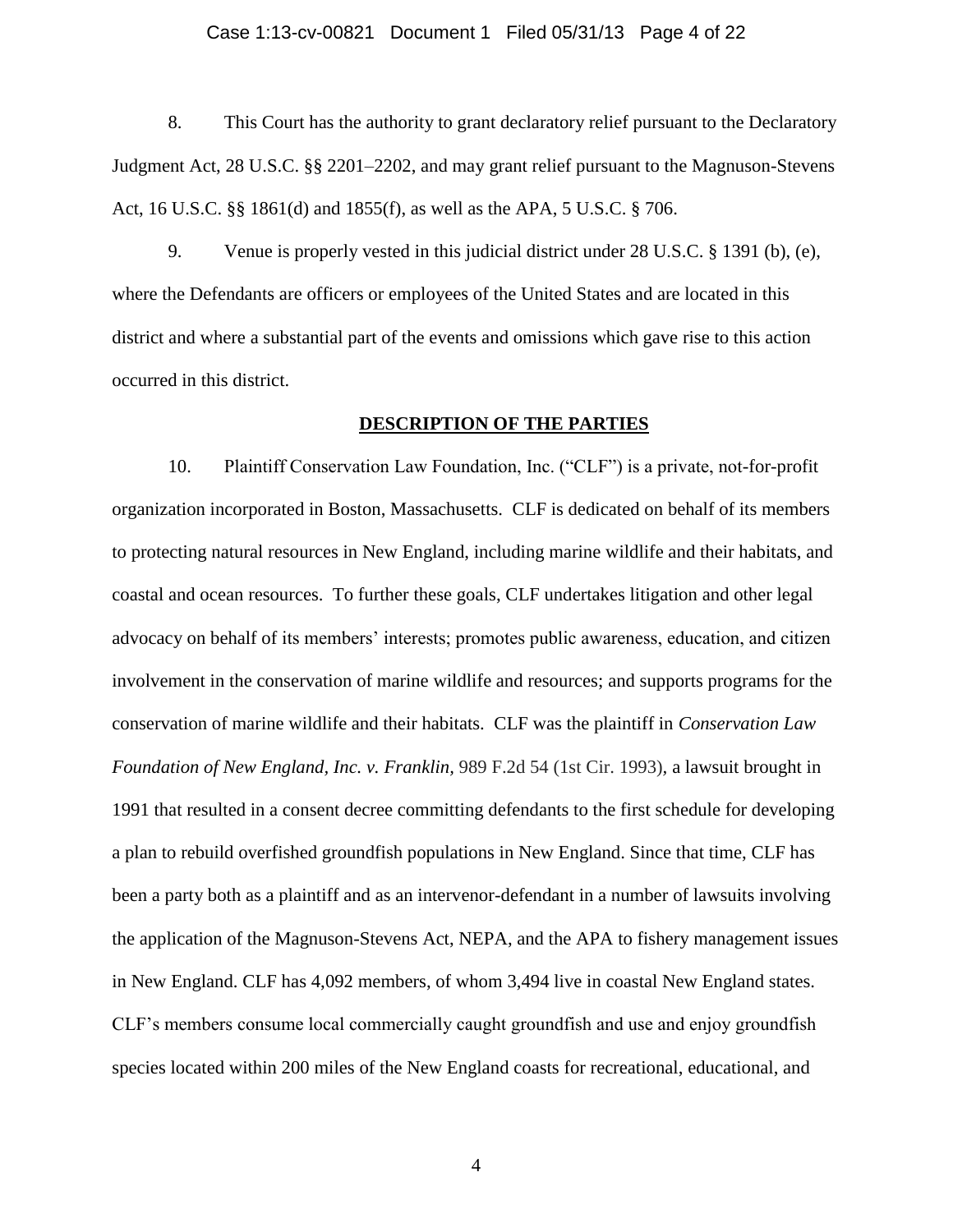8. This Court has the authority to grant declaratory relief pursuant to the Declaratory Judgment Act, 28 U.S.C. §§ 2201–2202, and may grant relief pursuant to the Magnuson-Stevens Act, 16 U.S.C. §§ 1861(d) and 1855(f), as well as the APA, 5 U.S.C. § 706.

9. Venue is properly vested in this judicial district under 28 U.S.C. § 1391 (b), (e), where the Defendants are officers or employees of the United States and are located in this district and where a substantial part of the events and omissions which gave rise to this action occurred in this district.

**DESCRIPTION OF THE PARTIES**

10. Plaintiff Conservation Law Foundation, Inc. ("CLF") is a private, not-for-profit organization incorporated in Boston, Massachusetts. CLF is dedicated on behalf of its members to protecting natural resources in New England, including marine wildlife and their habitats, and coastal and ocean resources. To further these goals, CLF undertakes litigation and other legal advocacy on behalf of its members' interests; promotes public awareness, education, and citizen involvement in the conservation of marine wildlife and resources; and supports programs for the conservation of marine wildlife and their habitats. CLF was the plaintiff in *Conservation Law Foundation of New England, Inc. v. Franklin*, 989 F.2d 54 (1st Cir. 1993), a lawsuit brought in 1991 that resulted in a consent decree committing defendants to the first schedule for developing a plan to rebuild overfished groundfish populations in New England. Since that time, CLF has been a party both as a plaintiff and as an intervenor-defendant in a number of lawsuits involving the application of the Magnuson-Stevens Act, NEPA, and the APA to fishery management issues in New England. CLF has 4,092 members, of whom 3,494 live in coastal New England states. CLF's members consume local commercially caught groundfish and use and enjoy groundfish species located within 200 miles of the New England coasts for recreational, educational, and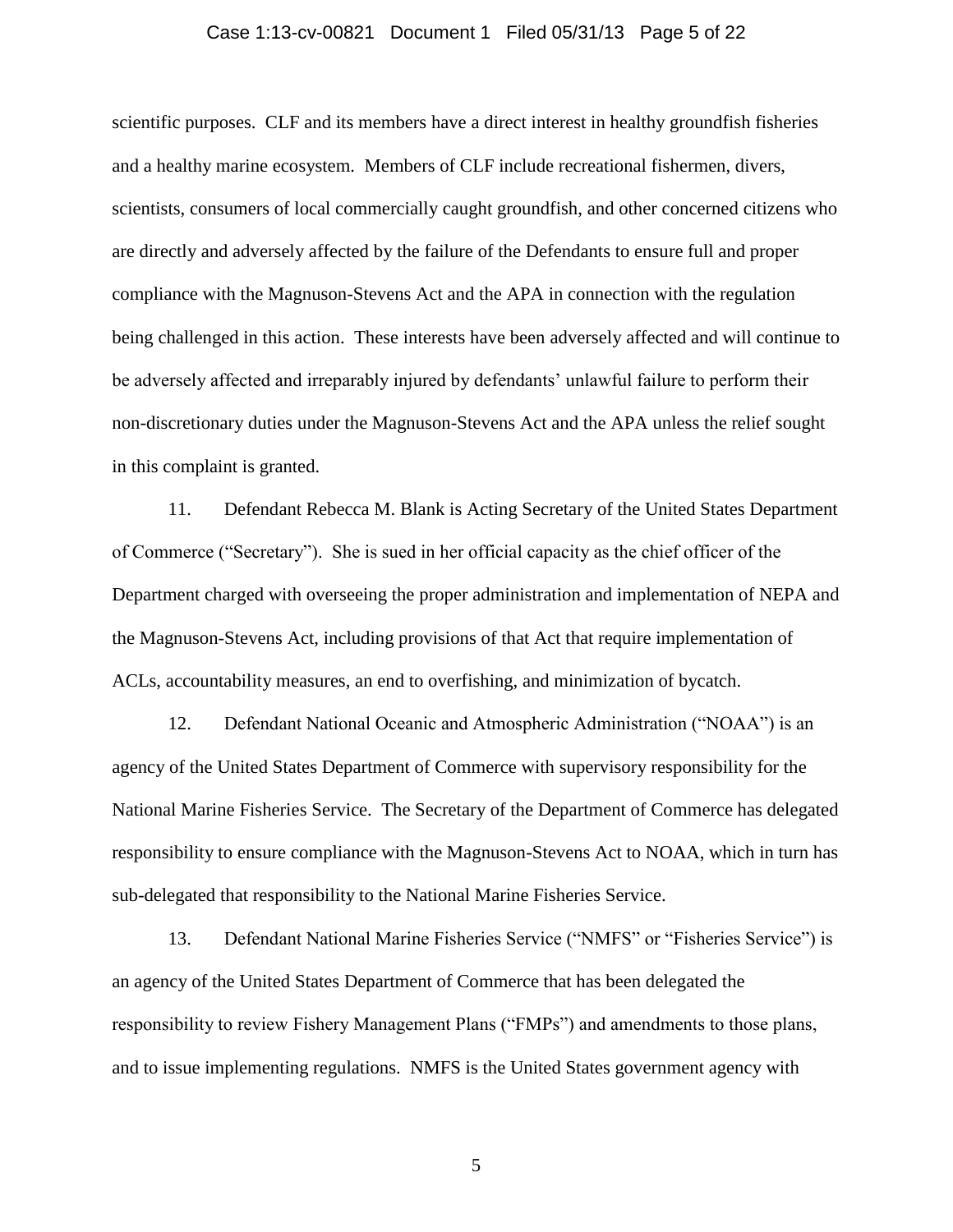scientific purposes. CLF and its members have a direct interest in healthy groundfish fisheries and a healthy marine ecosystem. Members of CLF include recreational fishermen, divers, scientists, consumers of local commercially caught groundfish, and other concerned citizens who are directly and adversely affected by the failure of the Defendants to ensure full and proper compliance with the Magnuson-Stevens Act and the APA in connection with the regulation being challenged in this action. These interests have been adversely affected and will continue to be adversely affected and irreparably injured by defendants' unlawful failure to perform their non-discretionary duties under the Magnuson-Stevens Act and the APA unless the relief sought in this complaint is granted.

11. Defendant Rebecca M. Blank is Acting Secretary of the United States Department of Commerce ("Secretary"). She is sued in her official capacity as the chief officer of the Department charged with overseeing the proper administration and implementation of NEPA and the Magnuson-Stevens Act, including provisions of that Act that require implementation of ACLs, accountability measures, an end to overfishing, and minimization of bycatch.

12. Defendant National Oceanic and Atmospheric Administration ("NOAA") is an agency of the United States Department of Commerce with supervisory responsibility for the National Marine Fisheries Service. The Secretary of the Department of Commerce has delegated responsibility to ensure compliance with the Magnuson-Stevens Act to NOAA, which in turn has sub-delegated that responsibility to the National Marine Fisheries Service.

13. Defendant National Marine Fisheries Service ("NMFS" or "Fisheries Service") is an agency of the United States Department of Commerce that has been delegated the responsibility to review Fishery Management Plans ("FMPs") and amendments to those plans, and to issue implementing regulations. NMFS is the United States government agency with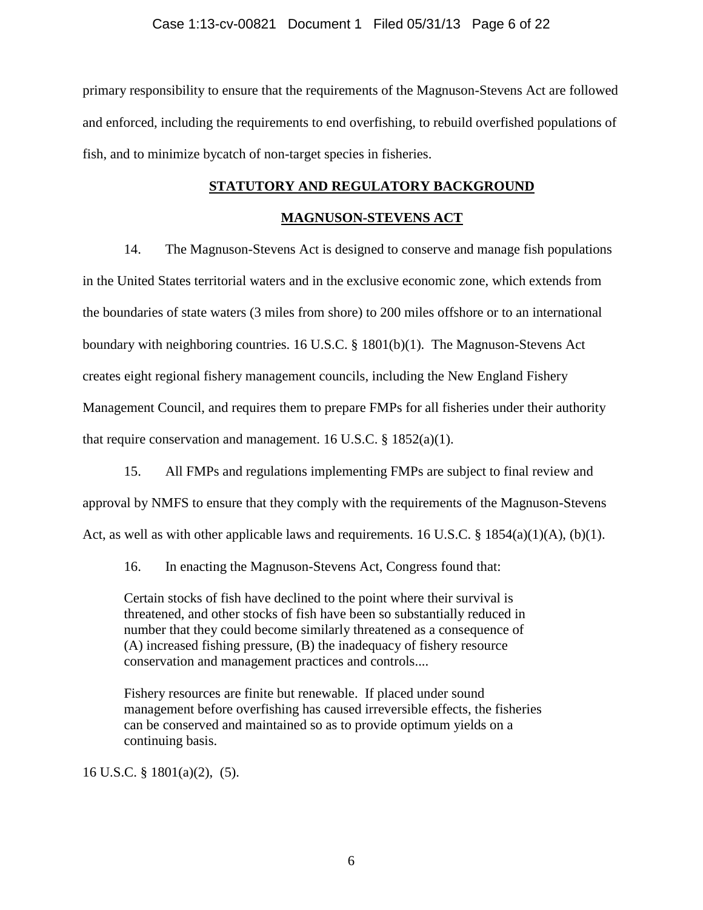primary responsibility to ensure that the requirements of the Magnuson-Stevens Act are followed and enforced, including the requirements to end overfishing, to rebuild overfished populations of fish, and to minimize bycatch of non-target species in fisheries.

## **STATUTORY AND REGULATORY BACKGROUND**

### **MAGNUSON-STEVENS ACT**

14. The Magnuson-Stevens Act is designed to conserve and manage fish populations in the United States territorial waters and in the exclusive economic zone, which extends from the boundaries of state waters (3 miles from shore) to 200 miles offshore or to an international boundary with neighboring countries. 16 U.S.C. § 1801(b)(1). The Magnuson-Stevens Act creates eight regional fishery management councils, including the New England Fishery Management Council, and requires them to prepare FMPs for all fisheries under their authority that require conservation and management. 16 U.S.C. § 1852(a)(1).

15. All FMPs and regulations implementing FMPs are subject to final review and approval by NMFS to ensure that they comply with the requirements of the Magnuson-Stevens Act, as well as with other applicable laws and requirements. 16 U.S.C. § 1854(a)(1)(A), (b)(1).

16. In enacting the Magnuson-Stevens Act, Congress found that:

> Certain stocks of fish have declined to the point where their survival is threatened, and other stocks of fish have been so substantially reduced in number that they could become similarly threatened as a consequence of (A) increased fishing pressure, (B) the inadequacy of fishery resource conservation and management practices and controls....
>
> Fishery resources are finite but renewable. If placed under sound management before overfishing has caused irreversible effects, the fisheries can be conserved and maintained so as to provide optimum yields on a continuing basis.

16 U.S.C. § 1801(a)(2), (5).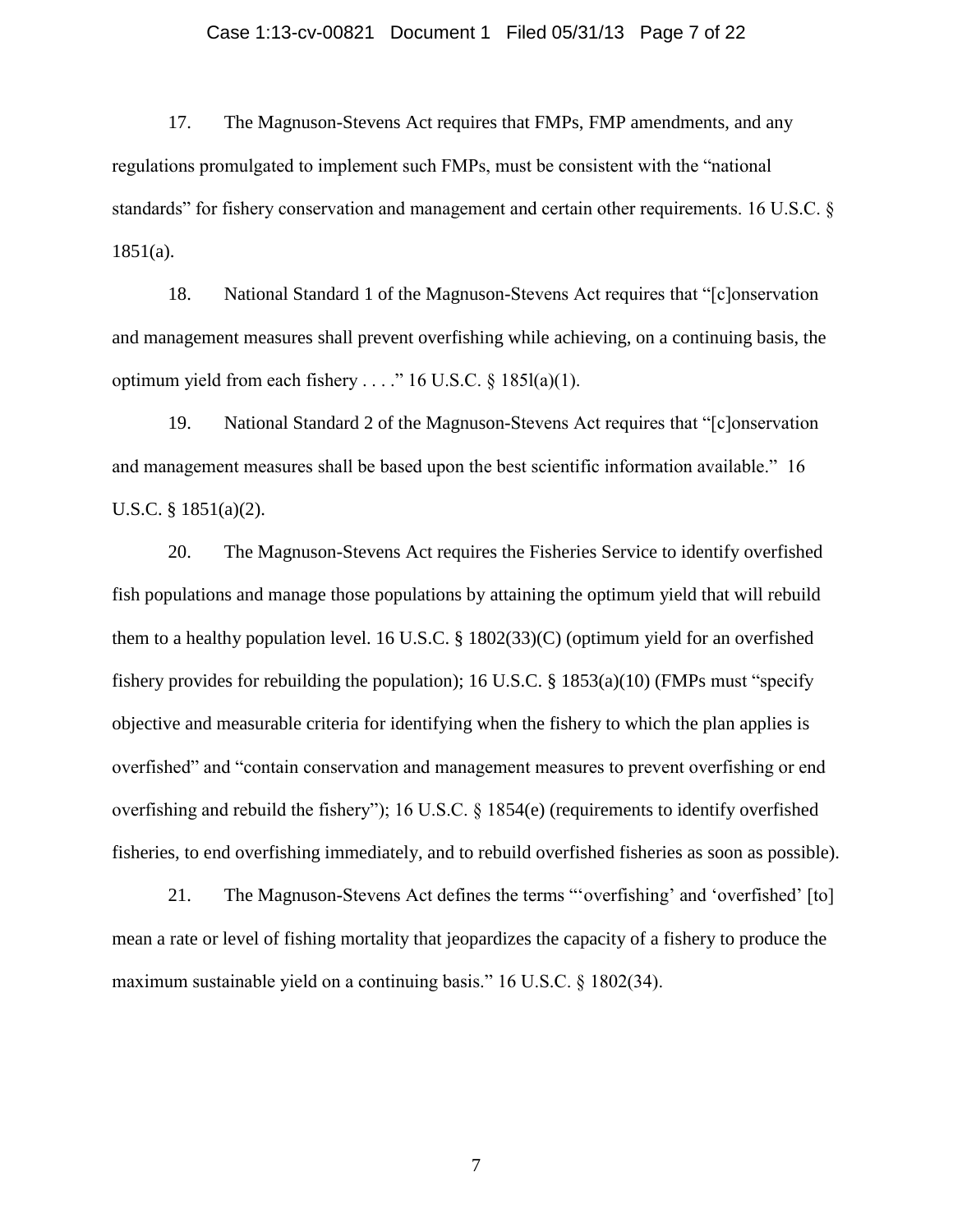17. The Magnuson-Stevens Act requires that FMPs, FMP amendments, and any regulations promulgated to implement such FMPs, must be consistent with the "national standards" for fishery conservation and management and certain other requirements. 16 U.S.C. § 1851(a).

18. National Standard 1 of the Magnuson-Stevens Act requires that "[c]onservation and management measures shall prevent overfishing while achieving, on a continuing basis, the optimum yield from each fishery . . . ." 16 U.S.C. § 185l(a)(1).

19. National Standard 2 of the Magnuson-Stevens Act requires that "[c]onservation and management measures shall be based upon the best scientific information available." 16 U.S.C. § 1851(a)(2).

20. The Magnuson-Stevens Act requires the Fisheries Service to identify overfished fish populations and manage those populations by attaining the optimum yield that will rebuild them to a healthy population level. 16 U.S.C. § 1802(33)(C) (optimum yield for an overfished fishery provides for rebuilding the population); 16 U.S.C. § 1853(a)(10) (FMPs must "specify objective and measurable criteria for identifying when the fishery to which the plan applies is overfished" and "contain conservation and management measures to prevent overfishing or end overfishing and rebuild the fishery"); 16 U.S.C. § 1854(e) (requirements to identify overfished fisheries, to end overfishing immediately, and to rebuild overfished fisheries as soon as possible).

21. The Magnuson-Stevens Act defines the terms "'overfishing' and 'overfished' [to] mean a rate or level of fishing mortality that jeopardizes the capacity of a fishery to produce the maximum sustainable yield on a continuing basis." 16 U.S.C. § 1802(34).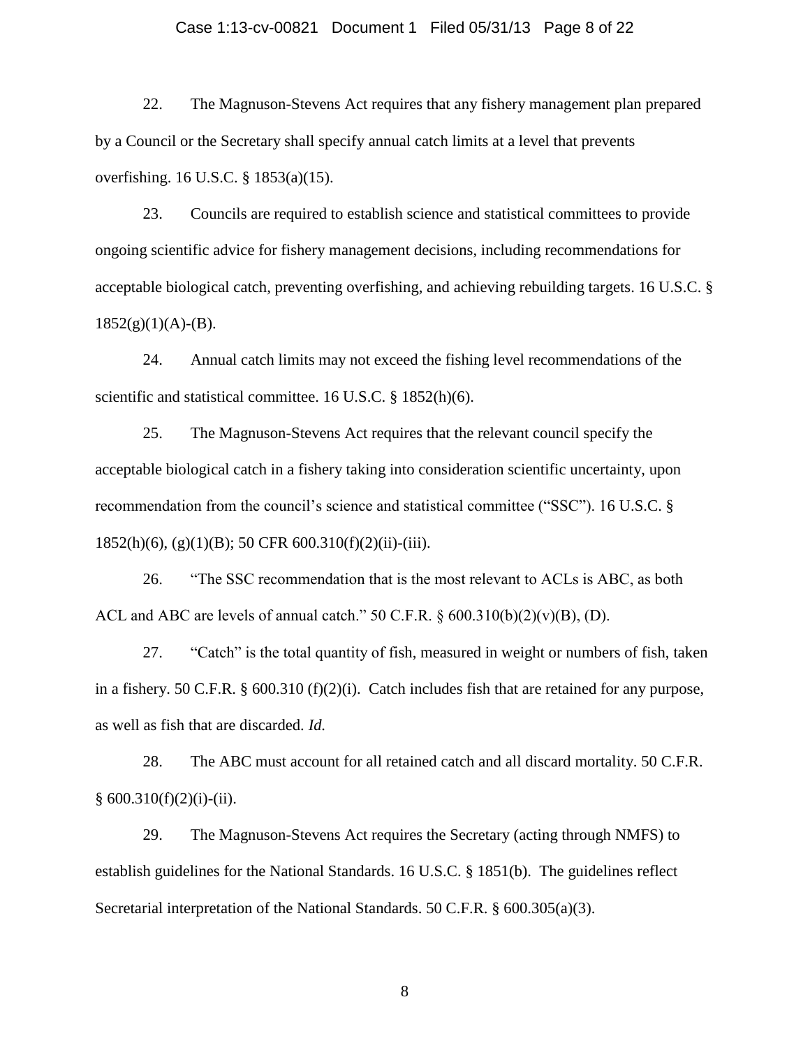22. The Magnuson-Stevens Act requires that any fishery management plan prepared by a Council or the Secretary shall specify annual catch limits at a level that prevents overfishing. 16 U.S.C. § 1853(a)(15).

23. Councils are required to establish science and statistical committees to provide ongoing scientific advice for fishery management decisions, including recommendations for acceptable biological catch, preventing overfishing, and achieving rebuilding targets. 16 U.S.C. § 1852(g)(1)(A)-(B).

24. Annual catch limits may not exceed the fishing level recommendations of the scientific and statistical committee. 16 U.S.C. § 1852(h)(6).

25. The Magnuson-Stevens Act requires that the relevant council specify the acceptable biological catch in a fishery taking into consideration scientific uncertainty, upon recommendation from the council's science and statistical committee ("SSC"). 16 U.S.C. § 1852(h)(6), (g)(1)(B); 50 CFR 600.310(f)(2)(ii)-(iii).

26. "The SSC recommendation that is the most relevant to ACLs is ABC, as both ACL and ABC are levels of annual catch." 50 C.F.R. § 600.310(b)(2)(v)(B), (D).

27. "Catch" is the total quantity of fish, measured in weight or numbers of fish, taken in a fishery. 50 C.F.R. § 600.310 (f)(2)(i). Catch includes fish that are retained for any purpose, as well as fish that are discarded. *Id.*

28. The ABC must account for all retained catch and all discard mortality. 50 C.F.R. § 600.310(f)(2)(i)-(ii).

29. The Magnuson-Stevens Act requires the Secretary (acting through NMFS) to establish guidelines for the National Standards. 16 U.S.C. § 1851(b). The guidelines reflect Secretarial interpretation of the National Standards. 50 C.F.R. § 600.305(a)(3).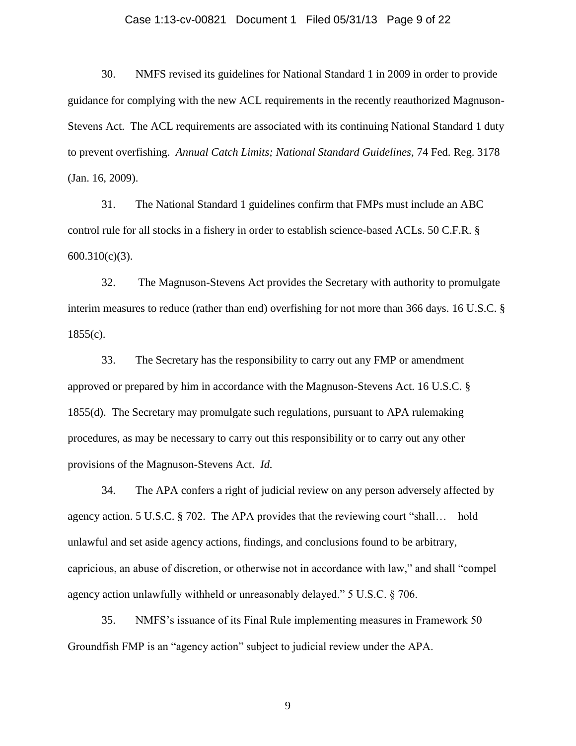30. NMFS revised its guidelines for National Standard 1 in 2009 in order to provide guidance for complying with the new ACL requirements in the recently reauthorized Magnuson-Stevens Act. The ACL requirements are associated with its continuing National Standard 1 duty to prevent overfishing. *Annual Catch Limits; National Standard Guidelines,* 74 Fed. Reg. 3178 (Jan. 16, 2009).

31. The National Standard 1 guidelines confirm that FMPs must include an ABC control rule for all stocks in a fishery in order to establish science-based ACLs. 50 C.F.R. § 600.310(c)(3).

32. The Magnuson-Stevens Act provides the Secretary with authority to promulgate interim measures to reduce (rather than end) overfishing for not more than 366 days. 16 U.S.C. § 1855(c).

33. The Secretary has the responsibility to carry out any FMP or amendment approved or prepared by him in accordance with the Magnuson-Stevens Act. 16 U.S.C. § 1855(d). The Secretary may promulgate such regulations, pursuant to APA rulemaking procedures, as may be necessary to carry out this responsibility or to carry out any other provisions of the Magnuson-Stevens Act. *Id.*

34. The APA confers a right of judicial review on any person adversely affected by agency action. 5 U.S.C. § 702. The APA provides that the reviewing court "shall… hold unlawful and set aside agency actions, findings, and conclusions found to be arbitrary, capricious, an abuse of discretion, or otherwise not in accordance with law," and shall "compel agency action unlawfully withheld or unreasonably delayed." 5 U.S.C. § 706.

35. NMFS's issuance of its Final Rule implementing measures in Framework 50 Groundfish FMP is an "agency action" subject to judicial review under the APA.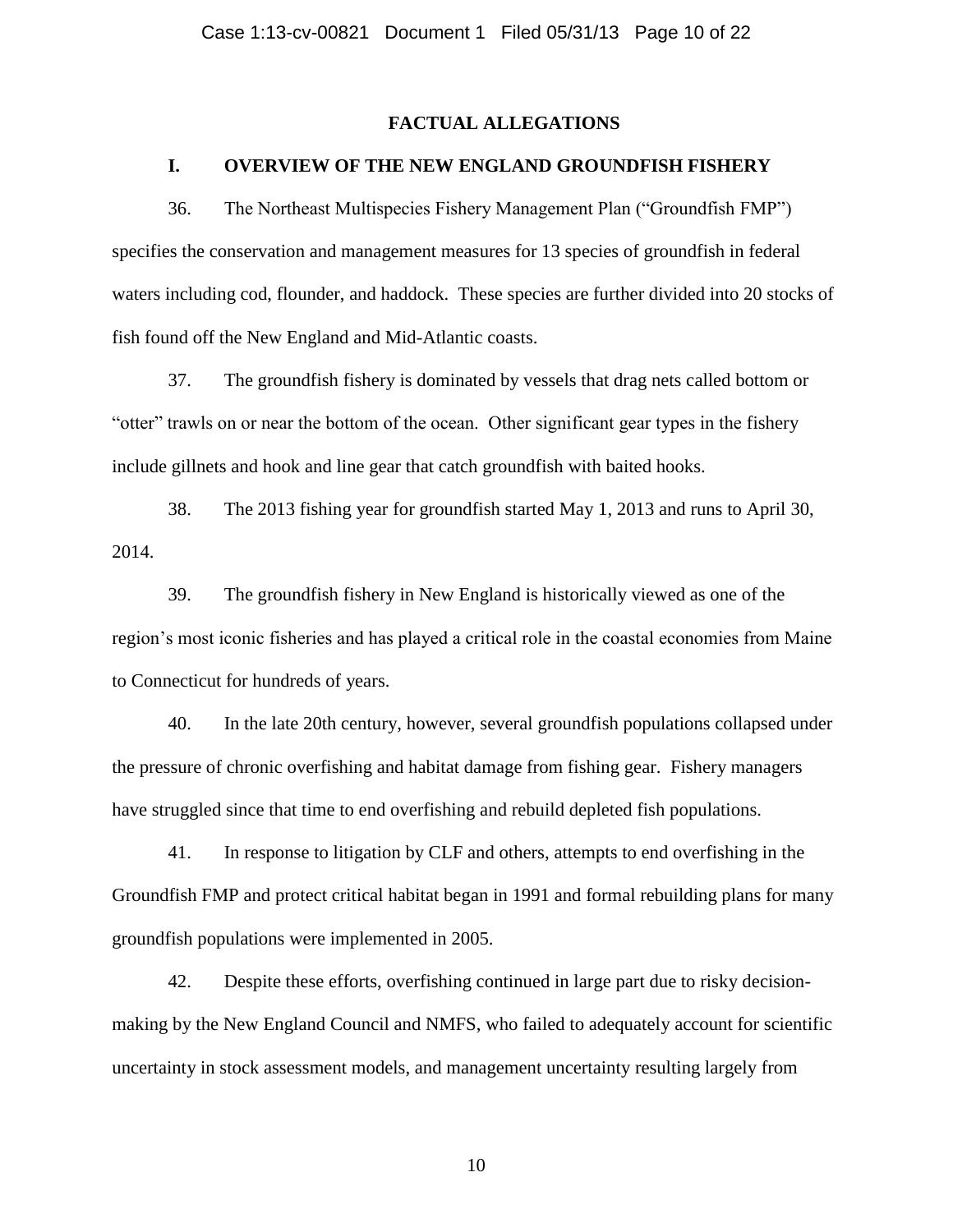## FACTUAL ALLEGATIONS

### I. OVERVIEW OF THE NEW ENGLAND GROUNDFISH FISHERY

36. The Northeast Multispecies Fishery Management Plan ("Groundfish FMP") specifies the conservation and management measures for 13 species of groundfish in federal waters including cod, flounder, and haddock. These species are further divided into 20 stocks of fish found off the New England and Mid-Atlantic coasts.

37. The groundfish fishery is dominated by vessels that drag nets called bottom or "otter" trawls on or near the bottom of the ocean. Other significant gear types in the fishery include gillnets and hook and line gear that catch groundfish with baited hooks.

38. The 2013 fishing year for groundfish started May 1, 2013 and runs to April 30, 2014.

39. The groundfish fishery in New England is historically viewed as one of the region's most iconic fisheries and has played a critical role in the coastal economies from Maine to Connecticut for hundreds of years.

40. In the late 20th century, however, several groundfish populations collapsed under the pressure of chronic overfishing and habitat damage from fishing gear. Fishery managers have struggled since that time to end overfishing and rebuild depleted fish populations.

41. In response to litigation by CLF and others, attempts to end overfishing in the Groundfish FMP and protect critical habitat began in 1991 and formal rebuilding plans for many groundfish populations were implemented in 2005.

42. Despite these efforts, overfishing continued in large part due to risky decision-making by the New England Council and NMFS, who failed to adequately account for scientific uncertainty in stock assessment models, and management uncertainty resulting largely from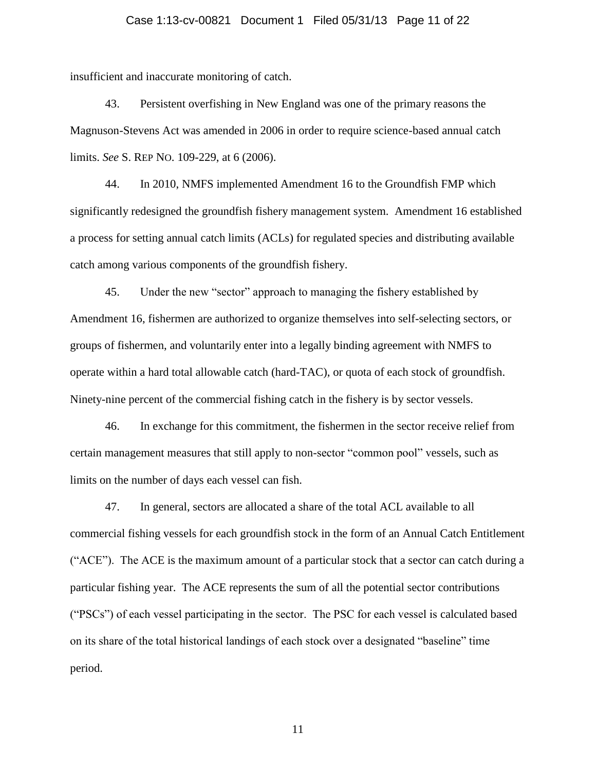insufficient and inaccurate monitoring of catch.

43. Persistent overfishing in New England was one of the primary reasons the Magnuson-Stevens Act was amended in 2006 in order to require science-based annual catch limits. *See* S. REP NO. 109-229, at 6 (2006).

44. In 2010, NMFS implemented Amendment 16 to the Groundfish FMP which significantly redesigned the groundfish fishery management system. Amendment 16 established a process for setting annual catch limits (ACLs) for regulated species and distributing available catch among various components of the groundfish fishery.

45. Under the new "sector" approach to managing the fishery established by Amendment 16, fishermen are authorized to organize themselves into self-selecting sectors, or groups of fishermen, and voluntarily enter into a legally binding agreement with NMFS to operate within a hard total allowable catch (hard-TAC), or quota of each stock of groundfish. Ninety-nine percent of the commercial fishing catch in the fishery is by sector vessels.

46. In exchange for this commitment, the fishermen in the sector receive relief from certain management measures that still apply to non-sector "common pool" vessels, such as limits on the number of days each vessel can fish.

47. In general, sectors are allocated a share of the total ACL available to all commercial fishing vessels for each groundfish stock in the form of an Annual Catch Entitlement ("ACE"). The ACE is the maximum amount of a particular stock that a sector can catch during a particular fishing year. The ACE represents the sum of all the potential sector contributions ("PSCs") of each vessel participating in the sector. The PSC for each vessel is calculated based on its share of the total historical landings of each stock over a designated "baseline" time period.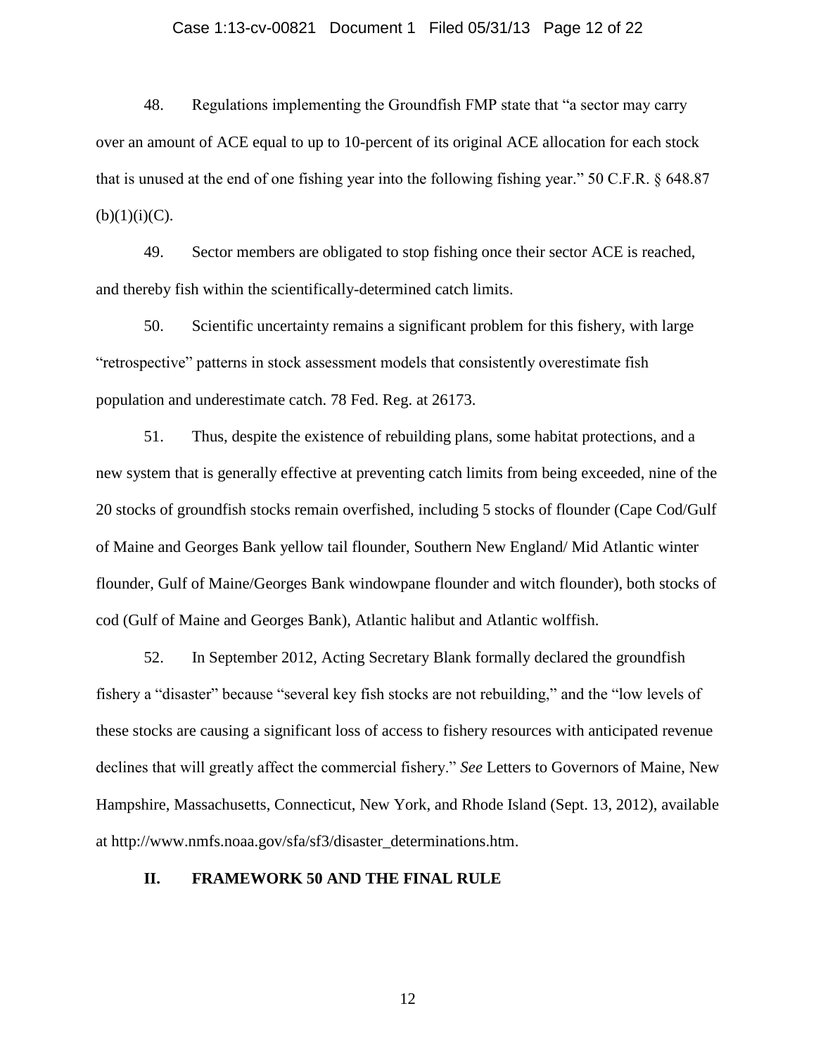48. Regulations implementing the Groundfish FMP state that "a sector may carry over an amount of ACE equal to up to 10-percent of its original ACE allocation for each stock that is unused at the end of one fishing year into the following fishing year." 50 C.F.R. § 648.87 (b)(1)(i)(C).

49. Sector members are obligated to stop fishing once their sector ACE is reached, and thereby fish within the scientifically-determined catch limits.

50. Scientific uncertainty remains a significant problem for this fishery, with large "retrospective" patterns in stock assessment models that consistently overestimate fish population and underestimate catch. 78 Fed. Reg. at 26173.

51. Thus, despite the existence of rebuilding plans, some habitat protections, and a new system that is generally effective at preventing catch limits from being exceeded, nine of the 20 stocks of groundfish stocks remain overfished, including 5 stocks of flounder (Cape Cod/Gulf of Maine and Georges Bank yellow tail flounder, Southern New England/ Mid Atlantic winter flounder, Gulf of Maine/Georges Bank windowpane flounder and witch flounder), both stocks of cod (Gulf of Maine and Georges Bank), Atlantic halibut and Atlantic wolffish.

52. In September 2012, Acting Secretary Blank formally declared the groundfish fishery a "disaster" because "several key fish stocks are not rebuilding," and the "low levels of these stocks are causing a significant loss of access to fishery resources with anticipated revenue declines that will greatly affect the commercial fishery." *See* Letters to Governors of Maine, New Hampshire, Massachusetts, Connecticut, New York, and Rhode Island (Sept. 13, 2012), available at http://www.nmfs.noaa.gov/sfa/sf3/disaster_determinations.htm.

## II. FRAMEWORK 50 AND THE FINAL RULE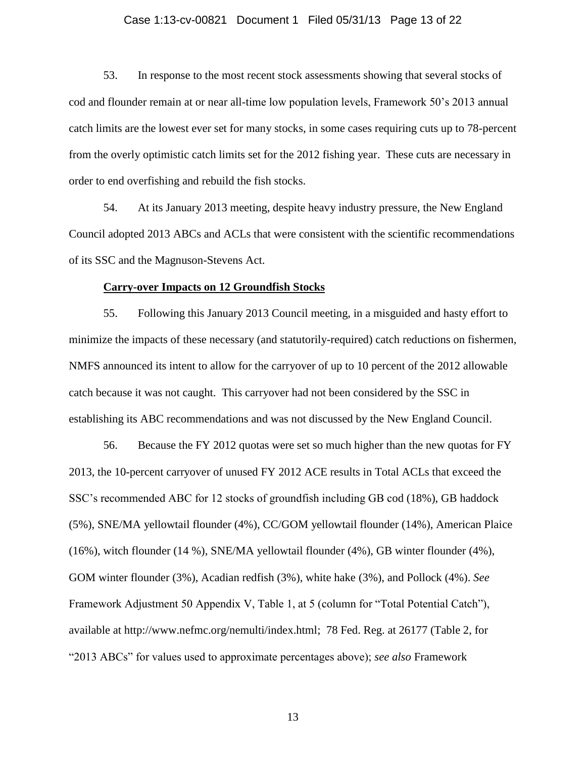53. In response to the most recent stock assessments showing that several stocks of cod and flounder remain at or near all-time low population levels, Framework 50's 2013 annual catch limits are the lowest ever set for many stocks, in some cases requiring cuts up to 78-percent from the overly optimistic catch limits set for the 2012 fishing year. These cuts are necessary in order to end overfishing and rebuild the fish stocks.

54. At its January 2013 meeting, despite heavy industry pressure, the New England Council adopted 2013 ABCs and ACLs that were consistent with the scientific recommendations of its SSC and the Magnuson-Stevens Act.

**Carry-over Impacts on 12 Groundfish Stocks**

55. Following this January 2013 Council meeting, in a misguided and hasty effort to minimize the impacts of these necessary (and statutorily-required) catch reductions on fishermen, NMFS announced its intent to allow for the carryover of up to 10 percent of the 2012 allowable catch because it was not caught. This carryover had not been considered by the SSC in establishing its ABC recommendations and was not discussed by the New England Council.

56. Because the FY 2012 quotas were set so much higher than the new quotas for FY 2013, the 10-percent carryover of unused FY 2012 ACE results in Total ACLs that exceed the SSC's recommended ABC for 12 stocks of groundfish including GB cod (18%), GB haddock (5%), SNE/MA yellowtail flounder (4%), CC/GOM yellowtail flounder (14%), American Plaice (16%), witch flounder (14 %), SNE/MA yellowtail flounder (4%), GB winter flounder (4%), GOM winter flounder (3%), Acadian redfish (3%), white hake (3%), and Pollock (4%). *See* Framework Adjustment 50 Appendix V, Table 1, at 5 (column for "Total Potential Catch"), available at http://www.nefmc.org/nemulti/index.html; 78 Fed. Reg. at 26177 (Table 2, for "2013 ABCs" for values used to approximate percentages above); *see also* Framework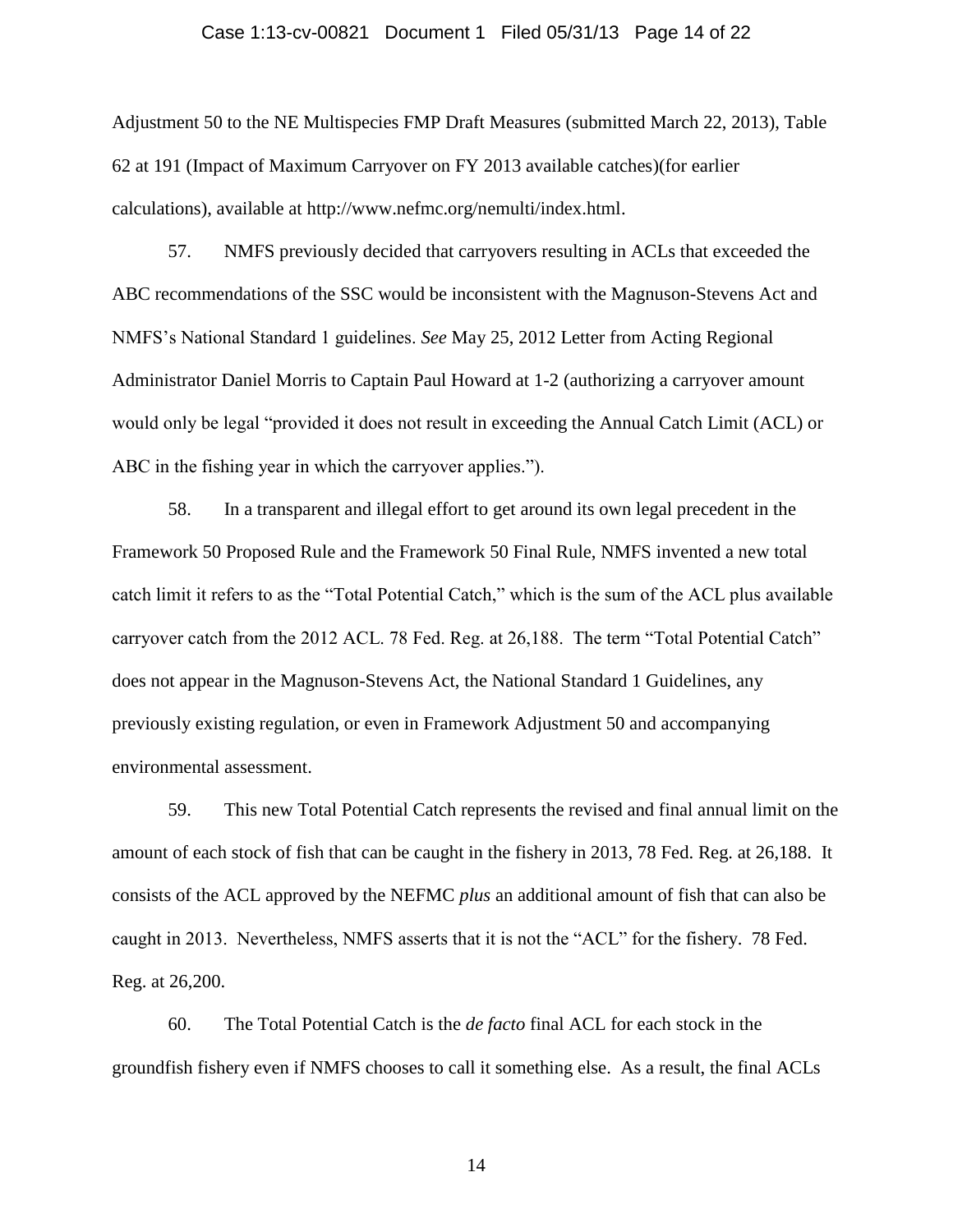Adjustment 50 to the NE Multispecies FMP Draft Measures (submitted March 22, 2013), Table 62 at 191 (Impact of Maximum Carryover on FY 2013 available catches)(for earlier calculations), available at http://www.nefmc.org/nemulti/index.html.

57. NMFS previously decided that carryovers resulting in ACLs that exceeded the ABC recommendations of the SSC would be inconsistent with the Magnuson-Stevens Act and NMFS's National Standard 1 guidelines. *See* May 25, 2012 Letter from Acting Regional Administrator Daniel Morris to Captain Paul Howard at 1-2 (authorizing a carryover amount would only be legal "provided it does not result in exceeding the Annual Catch Limit (ACL) or ABC in the fishing year in which the carryover applies.").

58. In a transparent and illegal effort to get around its own legal precedent in the Framework 50 Proposed Rule and the Framework 50 Final Rule, NMFS invented a new total catch limit it refers to as the "Total Potential Catch," which is the sum of the ACL plus available carryover catch from the 2012 ACL. 78 Fed. Reg. at 26,188. The term "Total Potential Catch" does not appear in the Magnuson-Stevens Act, the National Standard 1 Guidelines, any previously existing regulation, or even in Framework Adjustment 50 and accompanying environmental assessment.

59. This new Total Potential Catch represents the revised and final annual limit on the amount of each stock of fish that can be caught in the fishery in 2013, 78 Fed. Reg. at 26,188. It consists of the ACL approved by the NEFMC *plus* an additional amount of fish that can also be caught in 2013. Nevertheless, NMFS asserts that it is not the "ACL" for the fishery. 78 Fed. Reg. at 26,200.

60. The Total Potential Catch is the *de facto* final ACL for each stock in the groundfish fishery even if NMFS chooses to call it something else. As a result, the final ACLs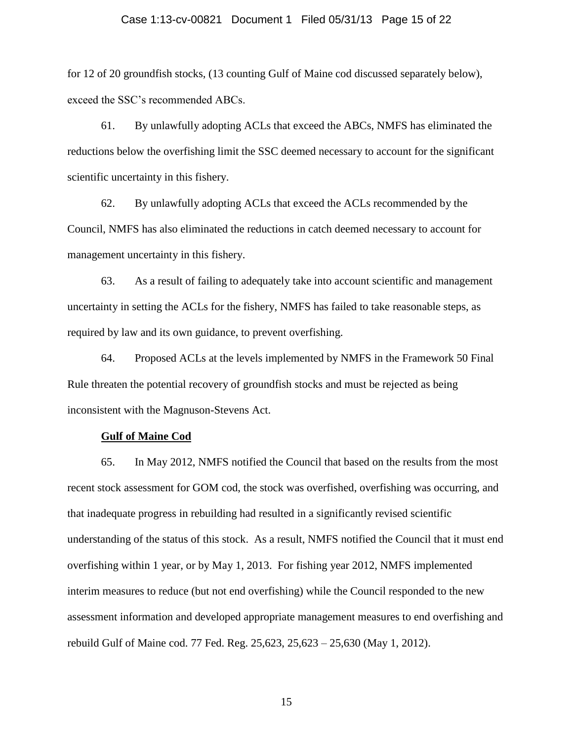for 12 of 20 groundfish stocks, (13 counting Gulf of Maine cod discussed separately below), exceed the SSC's recommended ABCs.

61. By unlawfully adopting ACLs that exceed the ABCs, NMFS has eliminated the reductions below the overfishing limit the SSC deemed necessary to account for the significant scientific uncertainty in this fishery.

62. By unlawfully adopting ACLs that exceed the ACLs recommended by the Council, NMFS has also eliminated the reductions in catch deemed necessary to account for management uncertainty in this fishery.

63. As a result of failing to adequately take into account scientific and management uncertainty in setting the ACLs for the fishery, NMFS has failed to take reasonable steps, as required by law and its own guidance, to prevent overfishing.

64. Proposed ACLs at the levels implemented by NMFS in the Framework 50 Final Rule threaten the potential recovery of groundfish stocks and must be rejected as being inconsistent with the Magnuson-Stevens Act.

**Gulf of Maine Cod**

65. In May 2012, NMFS notified the Council that based on the results from the most recent stock assessment for GOM cod, the stock was overfished, overfishing was occurring, and that inadequate progress in rebuilding had resulted in a significantly revised scientific understanding of the status of this stock. As a result, NMFS notified the Council that it must end overfishing within 1 year, or by May 1, 2013. For fishing year 2012, NMFS implemented interim measures to reduce (but not end overfishing) while the Council responded to the new assessment information and developed appropriate management measures to end overfishing and rebuild Gulf of Maine cod. 77 Fed. Reg. 25,623, 25,623 – 25,630 (May 1, 2012).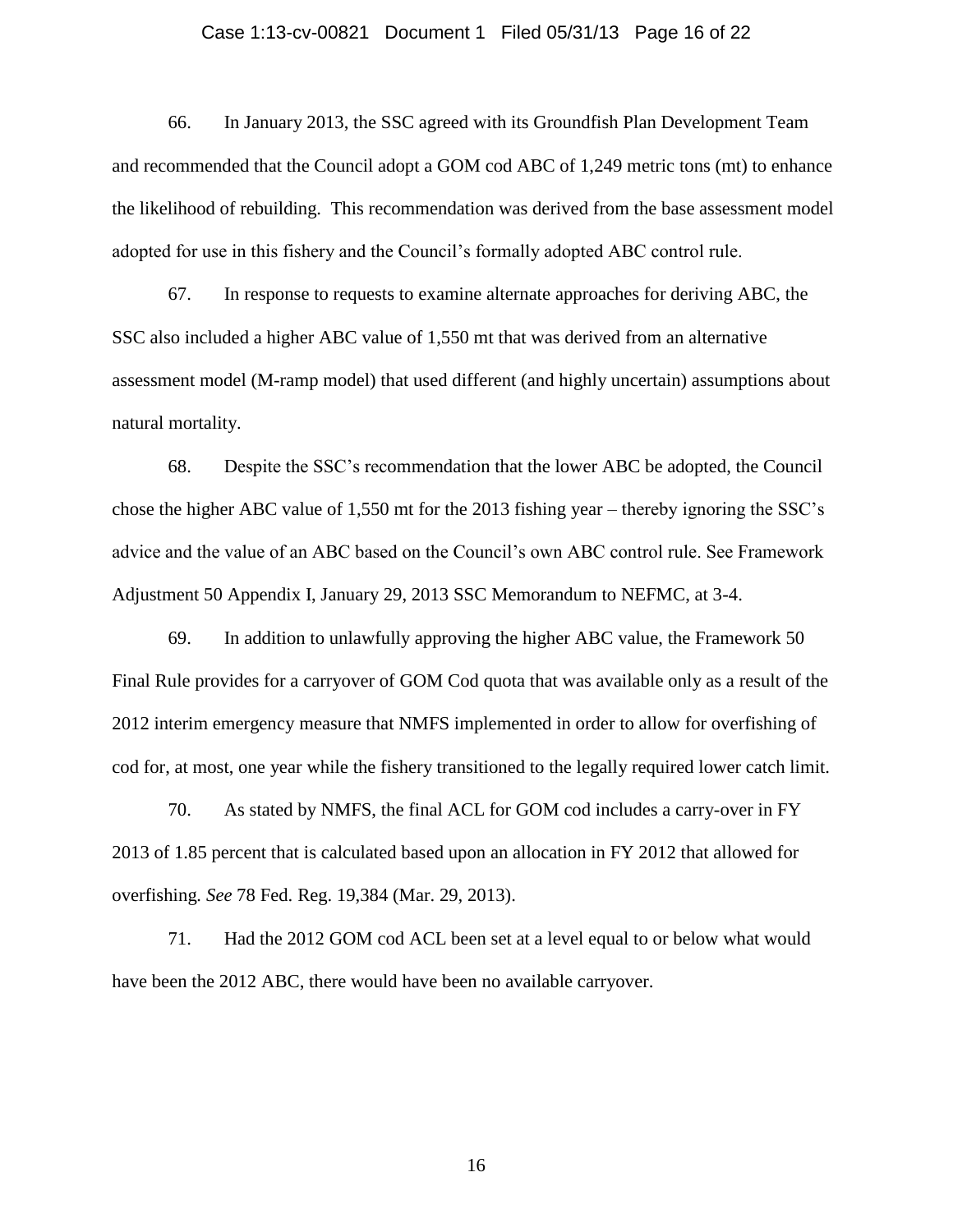66. In January 2013, the SSC agreed with its Groundfish Plan Development Team and recommended that the Council adopt a GOM cod ABC of 1,249 metric tons (mt) to enhance the likelihood of rebuilding. This recommendation was derived from the base assessment model adopted for use in this fishery and the Council's formally adopted ABC control rule.

67. In response to requests to examine alternate approaches for deriving ABC, the SSC also included a higher ABC value of 1,550 mt that was derived from an alternative assessment model (M-ramp model) that used different (and highly uncertain) assumptions about natural mortality.

68. Despite the SSC's recommendation that the lower ABC be adopted, the Council chose the higher ABC value of 1,550 mt for the 2013 fishing year – thereby ignoring the SSC's advice and the value of an ABC based on the Council's own ABC control rule. See Framework Adjustment 50 Appendix I, January 29, 2013 SSC Memorandum to NEFMC, at 3-4.

69. In addition to unlawfully approving the higher ABC value, the Framework 50 Final Rule provides for a carryover of GOM Cod quota that was available only as a result of the 2012 interim emergency measure that NMFS implemented in order to allow for overfishing of cod for, at most, one year while the fishery transitioned to the legally required lower catch limit.

70. As stated by NMFS, the final ACL for GOM cod includes a carry-over in FY 2013 of 1.85 percent that is calculated based upon an allocation in FY 2012 that allowed for overfishing. *See* 78 Fed. Reg. 19,384 (Mar. 29, 2013).

71. Had the 2012 GOM cod ACL been set at a level equal to or below what would have been the 2012 ABC, there would have been no available carryover.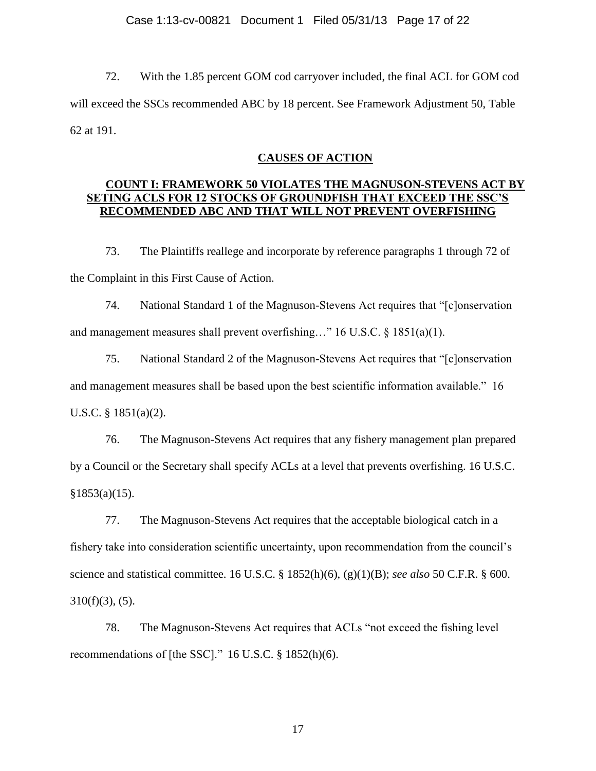72. With the 1.85 percent GOM cod carryover included, the final ACL for GOM cod will exceed the SSCs recommended ABC by 18 percent. See Framework Adjustment 50, Table 62 at 191.

## CAUSES OF ACTION

### COUNT I: FRAMEWORK 50 VIOLATES THE MAGNUSON-STEVENS ACT BY SETING ACLS FOR 12 STOCKS OF GROUNDFISH THAT EXCEED THE SSC'S RECOMMENDED ABC AND THAT WILL NOT PREVENT OVERFISHING

73. The Plaintiffs reallege and incorporate by reference paragraphs 1 through 72 of the Complaint in this First Cause of Action.

74. National Standard 1 of the Magnuson-Stevens Act requires that "[c]onservation and management measures shall prevent overfishing…" 16 U.S.C. § 1851(a)(1).

75. National Standard 2 of the Magnuson-Stevens Act requires that "[c]onservation and management measures shall be based upon the best scientific information available." 16 U.S.C. § 1851(a)(2).

76. The Magnuson-Stevens Act requires that any fishery management plan prepared by a Council or the Secretary shall specify ACLs at a level that prevents overfishing. 16 U.S.C. §1853(a)(15).

77. The Magnuson-Stevens Act requires that the acceptable biological catch in a fishery take into consideration scientific uncertainty, upon recommendation from the council's science and statistical committee. 16 U.S.C. § 1852(h)(6), (g)(1)(B); *see also* 50 C.F.R. § 600. 310(f)(3), (5).

78. The Magnuson-Stevens Act requires that ACLs "not exceed the fishing level recommendations of [the SSC]." 16 U.S.C. § 1852(h)(6).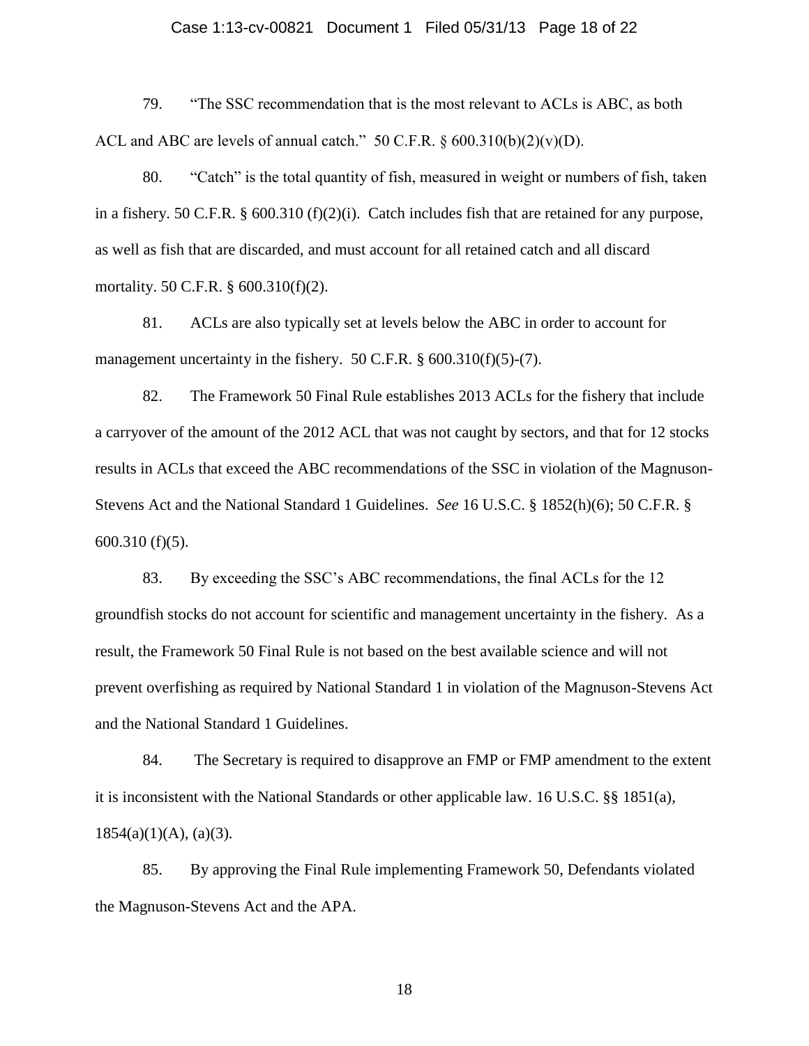79. "The SSC recommendation that is the most relevant to ACLs is ABC, as both ACL and ABC are levels of annual catch." 50 C.F.R. § 600.310(b)(2)(v)(D).

80. "Catch" is the total quantity of fish, measured in weight or numbers of fish, taken in a fishery. 50 C.F.R. § 600.310 (f)(2)(i). Catch includes fish that are retained for any purpose, as well as fish that are discarded, and must account for all retained catch and all discard mortality. 50 C.F.R. § 600.310(f)(2).

81. ACLs are also typically set at levels below the ABC in order to account for management uncertainty in the fishery. 50 C.F.R. § 600.310(f)(5)-(7).

82. The Framework 50 Final Rule establishes 2013 ACLs for the fishery that include a carryover of the amount of the 2012 ACL that was not caught by sectors, and that for 12 stocks results in ACLs that exceed the ABC recommendations of the SSC in violation of the Magnuson-Stevens Act and the National Standard 1 Guidelines. *See* 16 U.S.C. § 1852(h)(6); 50 C.F.R. § 600.310 (f)(5).

83. By exceeding the SSC's ABC recommendations, the final ACLs for the 12 groundfish stocks do not account for scientific and management uncertainty in the fishery. As a result, the Framework 50 Final Rule is not based on the best available science and will not prevent overfishing as required by National Standard 1 in violation of the Magnuson-Stevens Act and the National Standard 1 Guidelines.

84. The Secretary is required to disapprove an FMP or FMP amendment to the extent it is inconsistent with the National Standards or other applicable law. 16 U.S.C. §§ 1851(a), 1854(a)(1)(A), (a)(3).

85. By approving the Final Rule implementing Framework 50, Defendants violated the Magnuson-Stevens Act and the APA.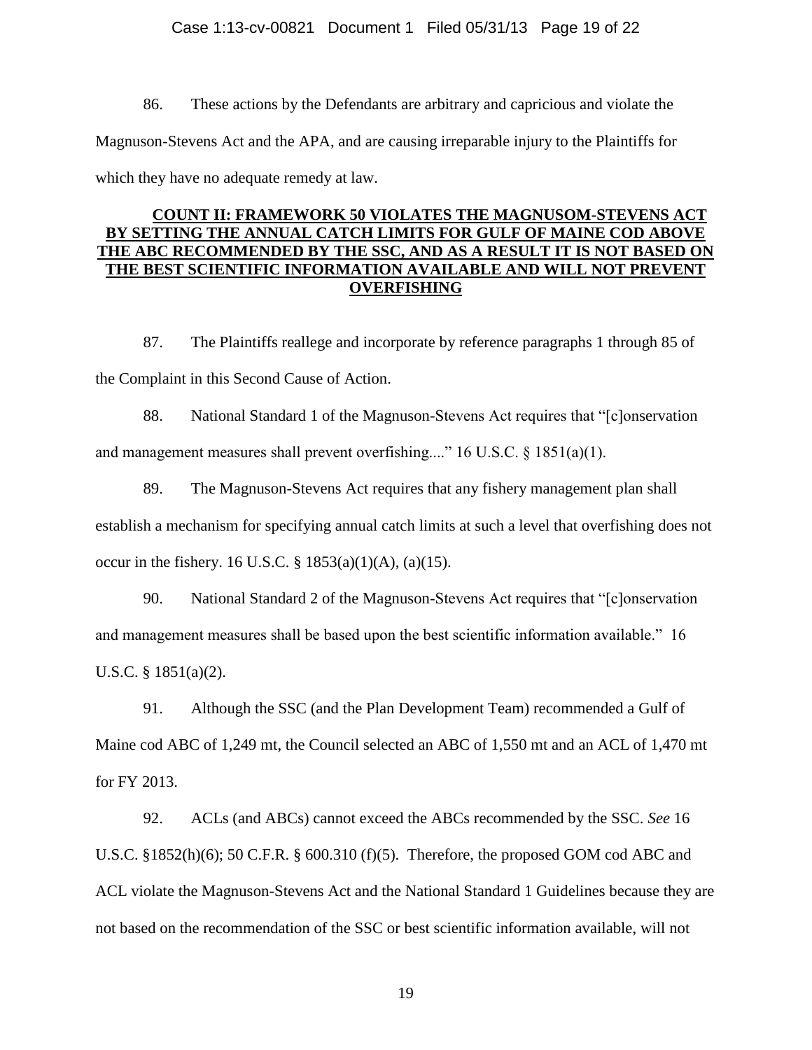86. These actions by the Defendants are arbitrary and capricious and violate the Magnuson-Stevens Act and the APA, and are causing irreparable injury to the Plaintiffs for which they have no adequate remedy at law.

## COUNT II: FRAMEWORK 50 VIOLATES THE MAGNUSOM-STEVENS ACT BY SETTING THE ANNUAL CATCH LIMITS FOR GULF OF MAINE COD ABOVE THE ABC RECOMMENDED BY THE SSC, AND AS A RESULT IT IS NOT BASED ON THE BEST SCIENTIFIC INFORMATION AVAILABLE AND WILL NOT PREVENT OVERFISHING

87. The Plaintiffs reallege and incorporate by reference paragraphs 1 through 85 of the Complaint in this Second Cause of Action.

88. National Standard 1 of the Magnuson-Stevens Act requires that "[c]onservation and management measures shall prevent overfishing...." 16 U.S.C. § 1851(a)(1).

89. The Magnuson-Stevens Act requires that any fishery management plan shall establish a mechanism for specifying annual catch limits at such a level that overfishing does not occur in the fishery. 16 U.S.C. § 1853(a)(1)(A), (a)(15).

90. National Standard 2 of the Magnuson-Stevens Act requires that "[c]onservation and management measures shall be based upon the best scientific information available." 16 U.S.C. § 1851(a)(2).

91. Although the SSC (and the Plan Development Team) recommended a Gulf of Maine cod ABC of 1,249 mt, the Council selected an ABC of 1,550 mt and an ACL of 1,470 mt for FY 2013.

92. ACLs (and ABCs) cannot exceed the ABCs recommended by the SSC. *See* 16 U.S.C. §1852(h)(6); 50 C.F.R. § 600.310 (f)(5). Therefore, the proposed GOM cod ABC and ACL violate the Magnuson-Stevens Act and the National Standard 1 Guidelines because they are not based on the recommendation of the SSC or best scientific information available, will not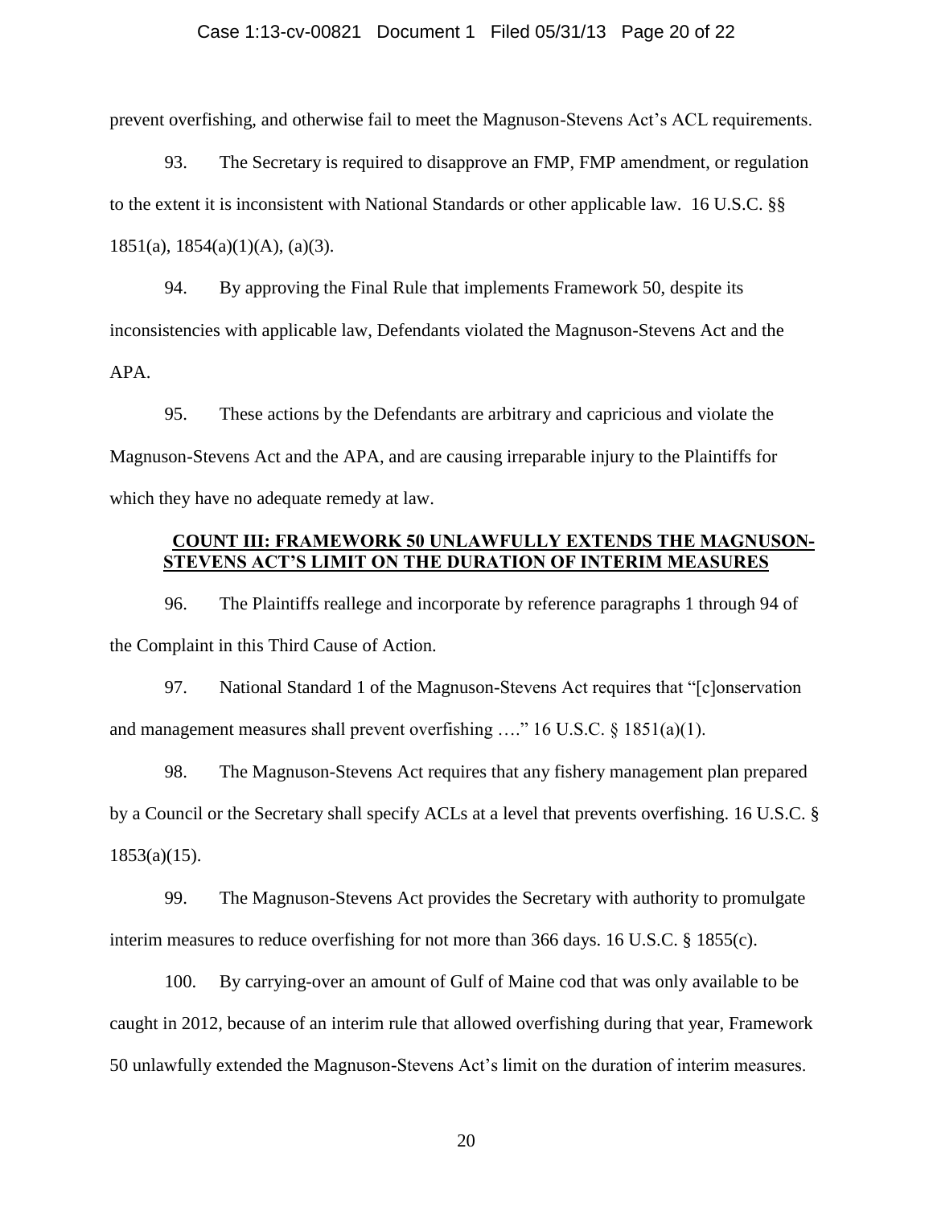prevent overfishing, and otherwise fail to meet the Magnuson-Stevens Act's ACL requirements.

93. The Secretary is required to disapprove an FMP, FMP amendment, or regulation to the extent it is inconsistent with National Standards or other applicable law. 16 U.S.C. §§ 1851(a), 1854(a)(1)(A), (a)(3).

94. By approving the Final Rule that implements Framework 50, despite its inconsistencies with applicable law, Defendants violated the Magnuson-Stevens Act and the APA.

95. These actions by the Defendants are arbitrary and capricious and violate the Magnuson-Stevens Act and the APA, and are causing irreparable injury to the Plaintiffs for which they have no adequate remedy at law.

## COUNT III: FRAMEWORK 50 UNLAWFULLY EXTENDS THE MAGNUSON-STEVENS ACT'S LIMIT ON THE DURATION OF INTERIM MEASURES

96. The Plaintiffs reallege and incorporate by reference paragraphs 1 through 94 of the Complaint in this Third Cause of Action.

97. National Standard 1 of the Magnuson-Stevens Act requires that "[c]onservation and management measures shall prevent overfishing …." 16 U.S.C. § 1851(a)(1).

98. The Magnuson-Stevens Act requires that any fishery management plan prepared by a Council or the Secretary shall specify ACLs at a level that prevents overfishing. 16 U.S.C. § 1853(a)(15).

99. The Magnuson-Stevens Act provides the Secretary with authority to promulgate interim measures to reduce overfishing for not more than 366 days. 16 U.S.C. § 1855(c).

100. By carrying-over an amount of Gulf of Maine cod that was only available to be caught in 2012, because of an interim rule that allowed overfishing during that year, Framework 50 unlawfully extended the Magnuson-Stevens Act's limit on the duration of interim measures.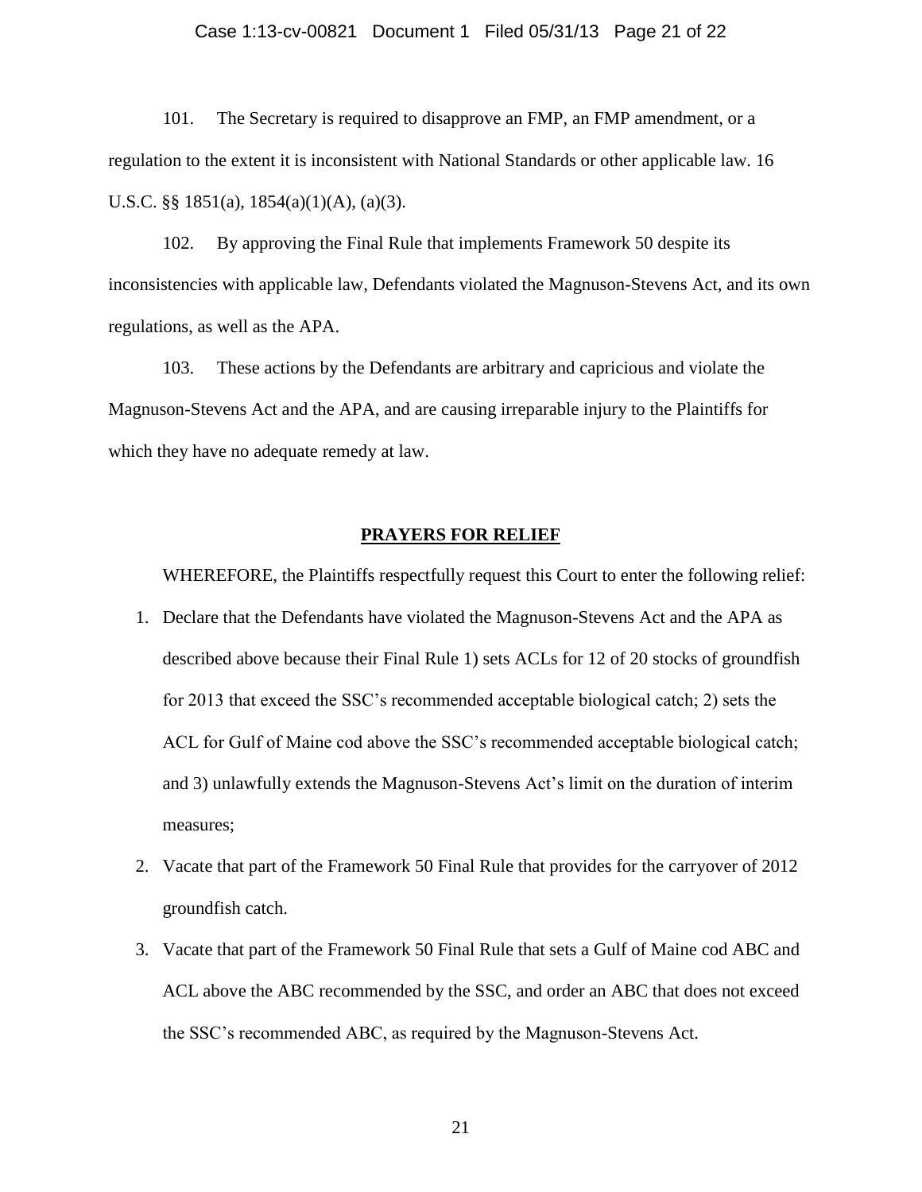101. The Secretary is required to disapprove an FMP, an FMP amendment, or a regulation to the extent it is inconsistent with National Standards or other applicable law. 16 U.S.C. §§ 1851(a), 1854(a)(1)(A), (a)(3).

102. By approving the Final Rule that implements Framework 50 despite its inconsistencies with applicable law, Defendants violated the Magnuson-Stevens Act, and its own regulations, as well as the APA.

103. These actions by the Defendants are arbitrary and capricious and violate the Magnuson-Stevens Act and the APA, and are causing irreparable injury to the Plaintiffs for which they have no adequate remedy at law.

## PRAYERS FOR RELIEF

WHEREFORE, the Plaintiffs respectfully request this Court to enter the following relief:

1. Declare that the Defendants have violated the Magnuson-Stevens Act and the APA as described above because their Final Rule 1) sets ACLs for 12 of 20 stocks of groundfish for 2013 that exceed the SSC's recommended acceptable biological catch; 2) sets the ACL for Gulf of Maine cod above the SSC's recommended acceptable biological catch; and 3) unlawfully extends the Magnuson-Stevens Act's limit on the duration of interim measures;
2. Vacate that part of the Framework 50 Final Rule that provides for the carryover of 2012 groundfish catch.
3. Vacate that part of the Framework 50 Final Rule that sets a Gulf of Maine cod ABC and ACL above the ABC recommended by the SSC, and order an ABC that does not exceed the SSC's recommended ABC, as required by the Magnuson-Stevens Act.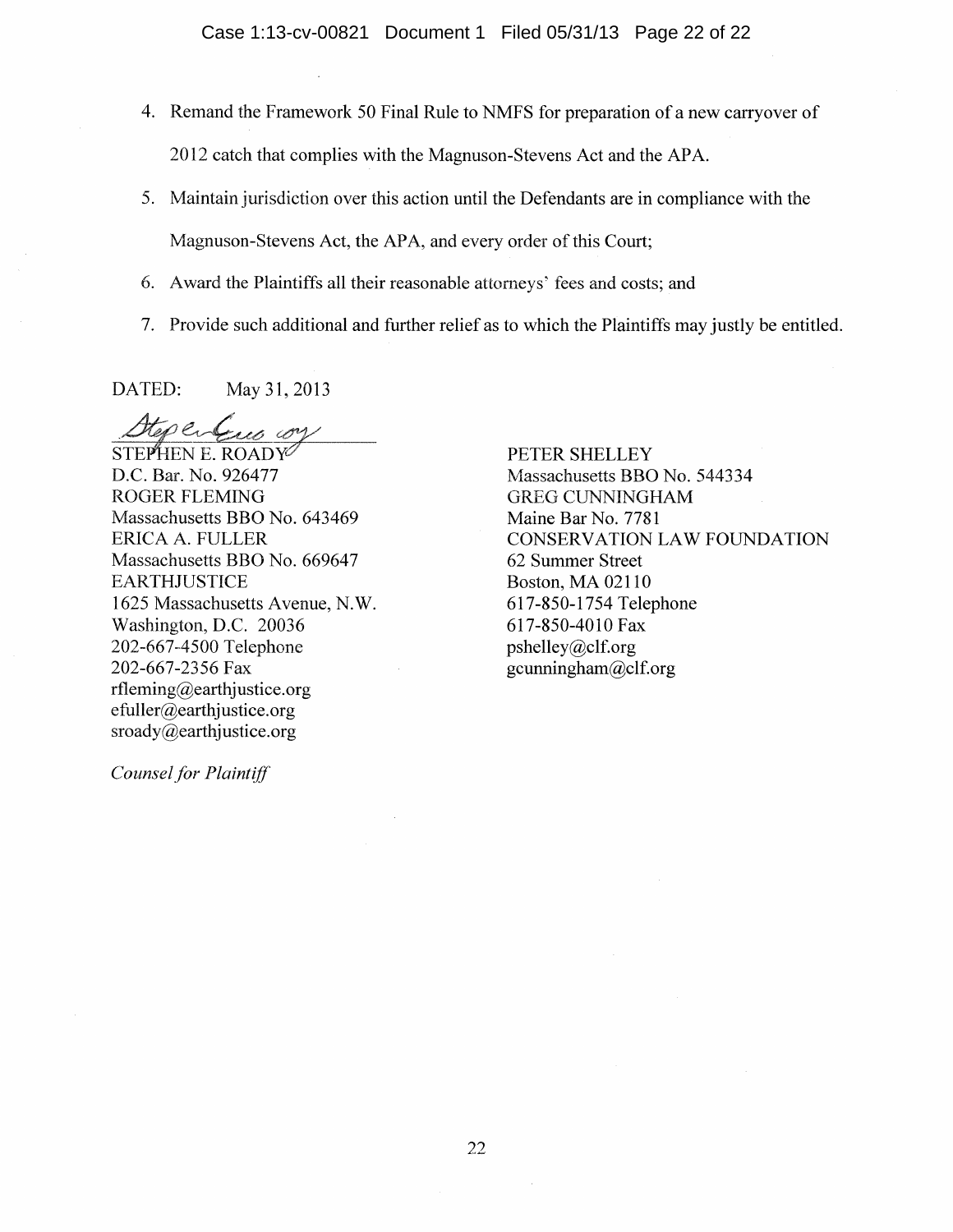4. Remand the Framework 50 Final Rule to NMFS for preparation of a new carryover of 2012 catch that complies with the Magnuson-Stevens Act and the APA.
5. Maintain jurisdiction over this action until the Defendants are in compliance with the Magnuson-Stevens Act, the APA, and every order of this Court;
6. Award the Plaintiffs all their reasonable attorneys' fees and costs; and
7. Provide such additional and further relief as to which the Plaintiffs may justly be entitled.

DATED: May 31, 2013

STEPHEN E. ROADY
D.C. Bar. No. 926477
ROGER FLEMING
Massachusetts BBO No. 643469
ERICA A. FULLER
Massachusetts BBO No. 669647
EARTHJUSTICE
1625 Massachusetts Avenue, N.W.
Washington, D.C. 20036
202-667-4500 Telephone
202-667-2356 Fax
rfleming@earthjustice.org
efuller@earthjustice.org
sroady@earthjustice.org

PETER SHELLEY
Massachusetts BBO No. 544334
GREG CUNNINGHAM
Maine Bar No. 7781
CONSERVATION LAW FOUNDATION
62 Summer Street
Boston, MA 02110
617-850-1754 Telephone
617-850-4010 Fax
pshelley@clf.org
gcunningham@clf.org

*Counsel for Plaintiff*